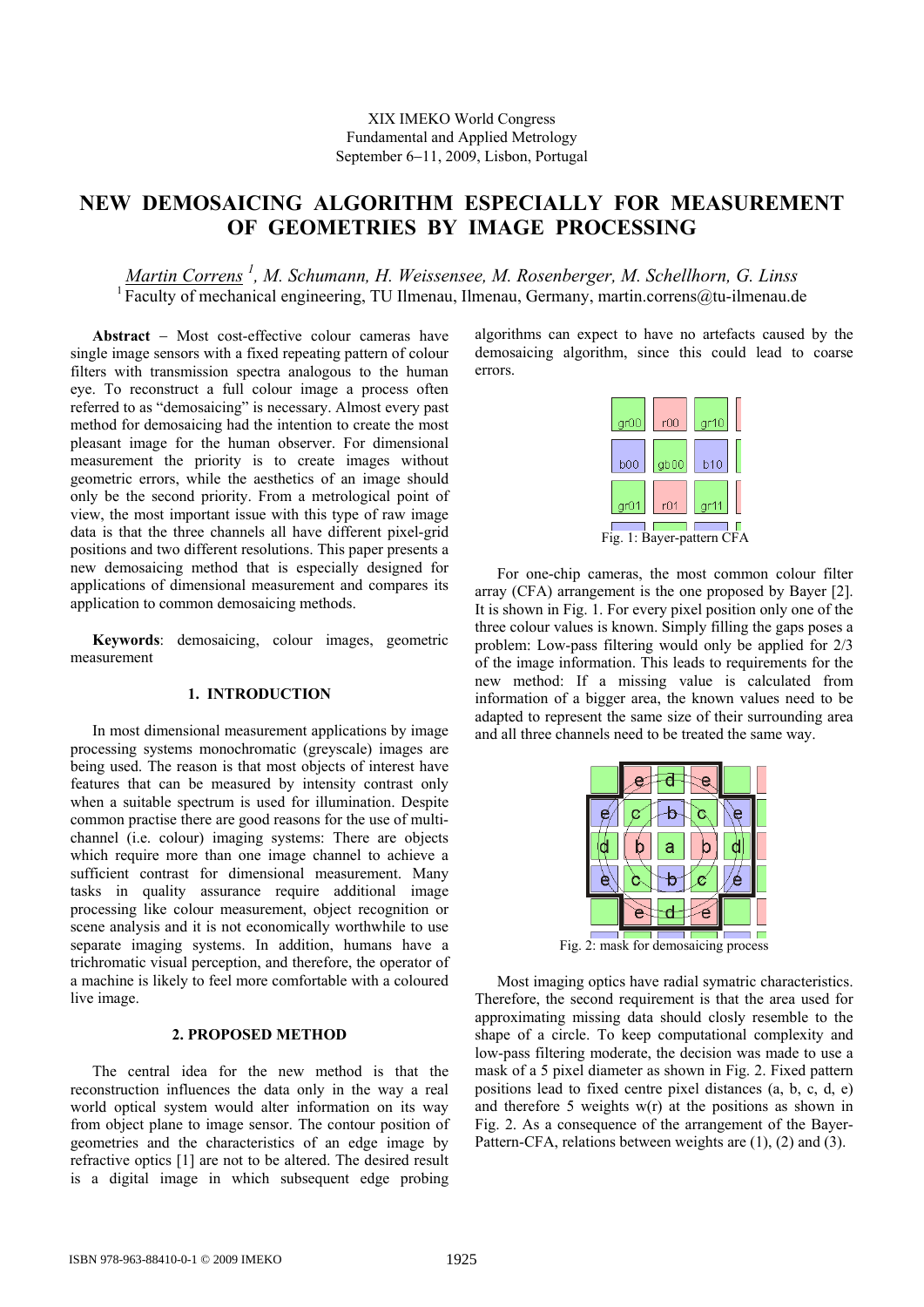XIX IMEKO World Congress
Fundamental and Applied Metrology
September 6−11, 2009, Lisbon, Portugal

# NEW DEMOSAICING ALGORITHM ESPECIALLY FOR MEASUREMENT OF GEOMETRIES BY IMAGE PROCESSING

*Martin Correns [1], M. Schumann, H. Weissensee, M. Rosenberger, M. Schellhorn, G. Linss*

[1] Faculty of mechanical engineering, TU Ilmenau, Ilmenau, Germany, martin.correns@tu-ilmenau.de

**Abstract** − Most cost-effective colour cameras have single image sensors with a fixed repeating pattern of colour filters with transmission spectra analogous to the human eye. To reconstruct a full colour image a process often referred to as "demosaicing" is necessary. Almost every past method for demosaicing had the intention to create the most pleasant image for the human observer. For dimensional measurement the priority is to create images without geometric errors, while the aesthetics of an image should only be the second priority. From a metrological point of view, the most important issue with this type of raw image data is that the three channels all have different pixel-grid positions and two different resolutions. This paper presents a new demosaicing method that is especially designed for applications of dimensional measurement and compares its application to common demosaicing methods.

**Keywords**: demosaicing, colour images, geometric measurement

## 1. INTRODUCTION

In most dimensional measurement applications by image processing systems monochromatic (greyscale) images are being used. The reason is that most objects of interest have features that can be measured by intensity contrast only when a suitable spectrum is used for illumination. Despite common practise there are good reasons for the use of multi-channel (i.e. colour) imaging systems: There are objects which require more than one image channel to achieve a sufficient contrast for dimensional measurement. Many tasks in quality assurance require additional image processing like colour measurement, object recognition or scene analysis and it is not economically worthwhile to use separate imaging systems. In addition, humans have a trichromatic visual perception, and therefore, the operator of a machine is likely to feel more comfortable with a coloured live image.

## 2. PROPOSED METHOD

The central idea for the new method is that the reconstruction influences the data only in the way a real world optical system would alter information on its way from object plane to image sensor. The contour position of geometries and the characteristics of an edge image by refractive optics [1] are not to be altered. The desired result is a digital image in which subsequent edge probing algorithms can expect to have no artefacts caused by the demosaicing algorithm, since this could lead to coarse errors.

| gr00 | r00 | gr10 |
|---|---|---|
| b00 | gb00 | b10 |
| gr01 | r01 | gr11 |

Fig. 1: Bayer-pattern CFA

For one-chip cameras, the most common colour filter array (CFA) arrangement is the one proposed by Bayer [2]. It is shown in Fig. 1. For every pixel position only one of the three colour values is known. Simply filling the gaps poses a problem: Low-pass filtering would only be applied for 2/3 of the image information. This leads to requirements for the new method: If a missing value is calculated from information of a bigger area, the known values need to be adapted to represent the same size of their surrounding area and all three channels need to be treated the same way.

Fig. 2: mask for demosaicing process

Most imaging optics have radial symatric characteristics. Therefore, the second requirement is that the area used for approximating missing data should closly resemble to the shape of a circle. To keep computational complexity and low-pass filtering moderate, the decision was made to use a mask of a 5 pixel diameter as shown in Fig. 2. Fixed pattern positions lead to fixed centre pixel distances (a, b, c, d, e) and therefore 5 weights w(r) at the positions as shown in Fig. 2. As a consequence of the arrangement of the Bayer-Pattern-CFA, relations between weights are (1), (2) and (3).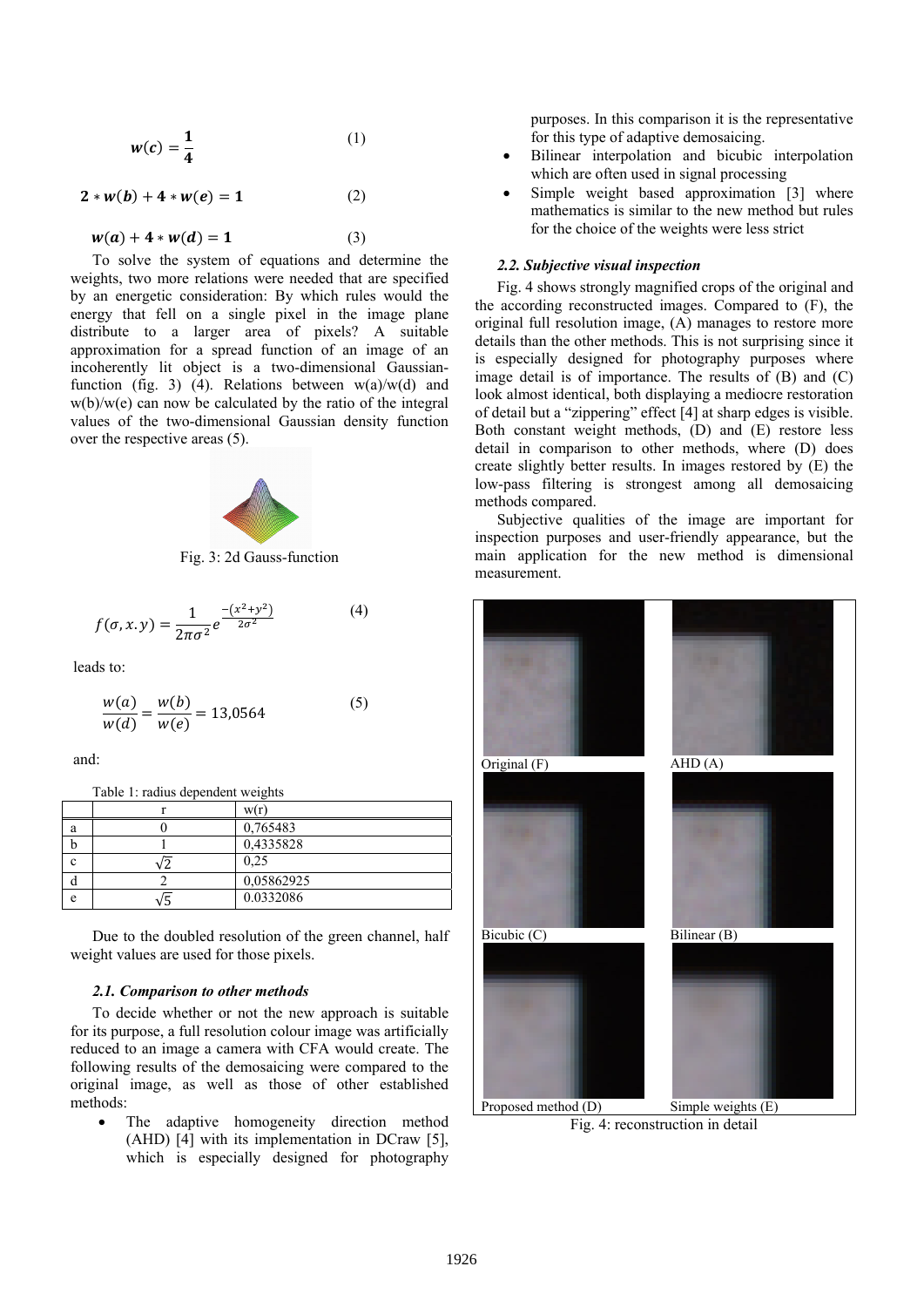$$\boldsymbol{w(c) = \frac{1}{4}} \qquad (1)$$

$$\boldsymbol{2 * w(b) + 4 * w(e) = 1} \qquad (2)$$

$$\boldsymbol{w(a) + 4 * w(d) = 1} \qquad (3)$$

To solve the system of equations and determine the weights, two more relations were needed that are specified by an energetic consideration: By which rules would the energy that fell on a single pixel in the image plane distribute to a larger area of pixels? A suitable approximation for a spread function of an image of an incoherently lit object is a two-dimensional Gaussian-function (fig. 3) (4). Relations between w(a)/w(d) and w(b)/w(e) can now be calculated by the ratio of the integral values of the two-dimensional Gaussian density function over the respective areas (5).

Fig. 3: 2d Gauss-function

$$f(\sigma, x.y) = \frac{1}{2\pi\sigma^2} e^{\frac{-(x^2+y^2)}{2\sigma^2}} \qquad (4)$$

leads to:

$$\frac{w(a)}{w(d)} = \frac{w(b)}{w(e)} = 13{,}0564 \qquad (5)$$

and:

Table 1: radius dependent weights

| | r | w(r) |
|---|---|---|
| a | 0 | 0,765483 |
| b | 1 | 0,4335828 |
| c | $\sqrt{2}$ | 0,25 |
| d | 2 | 0,05862925 |
| e | $\sqrt{5}$ | 0.0332086 |

Due to the doubled resolution of the green channel, half weight values are used for those pixels.

### *2.1. Comparison to other methods*

To decide whether or not the new approach is suitable for its purpose, a full resolution colour image was artificially reduced to an image a camera with CFA would create. The following results of the demosaicing were compared to the original image, as well as those of other established methods:

- The adaptive homogeneity direction method (AHD) [4] with its implementation in DCraw [5], which is especially designed for photography purposes. In this comparison it is the representative for this type of adaptive demosaicing.
- Bilinear interpolation and bicubic interpolation which are often used in signal processing
- Simple weight based approximation [3] where mathematics is similar to the new method but rules for the choice of the weights were less strict

### *2.2. Subjective visual inspection*

Fig. 4 shows strongly magnified crops of the original and the according reconstructed images. Compared to (F), the original full resolution image, (A) manages to restore more details than the other methods. This is not surprising since it is especially designed for photography purposes where image detail is of importance. The results of (B) and (C) look almost identical, both displaying a mediocre restoration of detail but a "zippering" effect [4] at sharp edges is visible. Both constant weight methods, (D) and (E) restore less detail in comparison to other methods, where (D) does create slightly better results. In images restored by (E) the low-pass filtering is strongest among all demosaicing methods compared.

Subjective qualities of the image are important for inspection purposes and user-friendly appearance, but the main application for the new method is dimensional measurement.

Original (F) | AHD (A)

Bicubic (C) | Bilinear (B)

Proposed method (D) | Simple weights (E)

Fig. 4: reconstruction in detail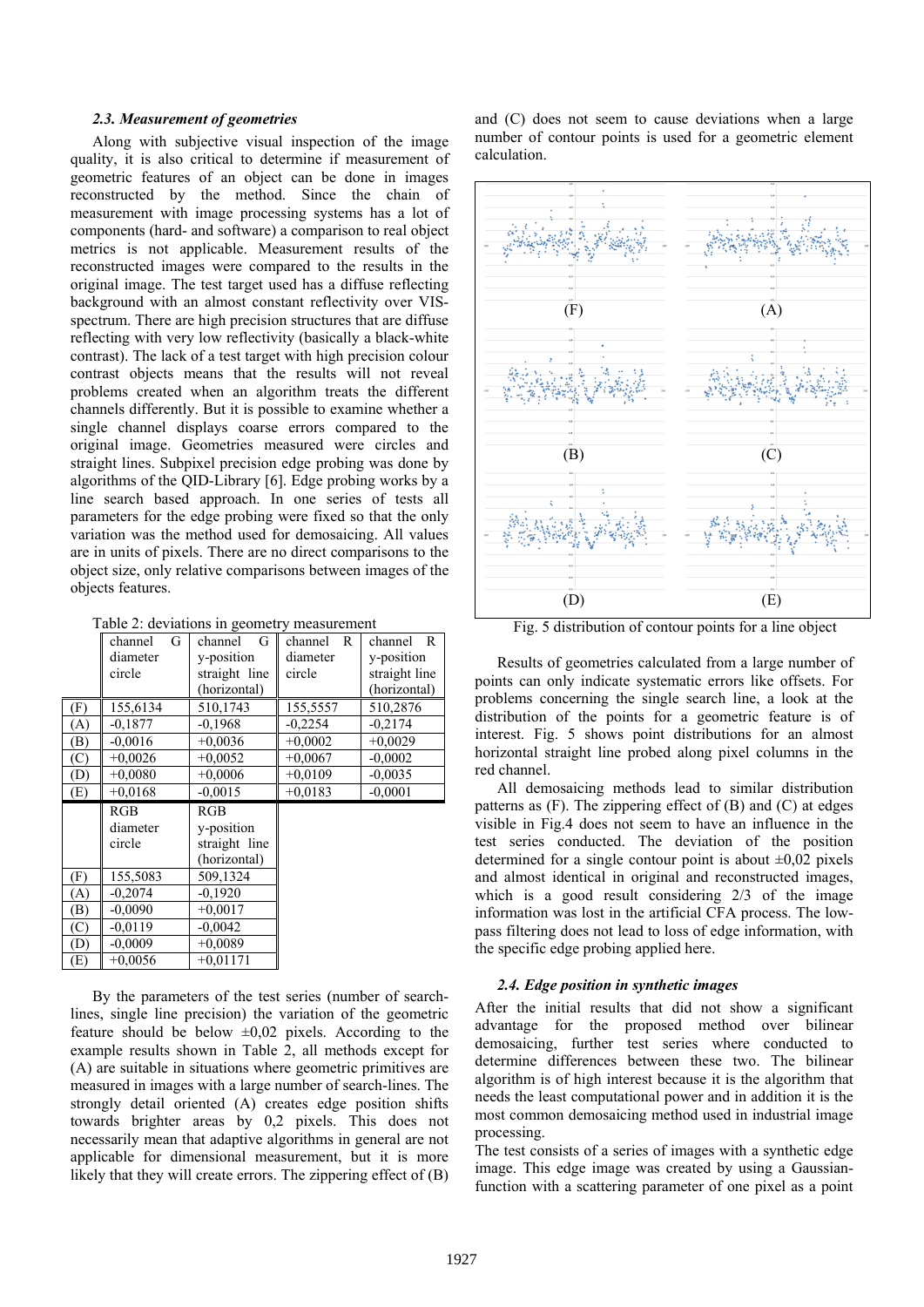### 2.3. Measurement of geometries

Along with subjective visual inspection of the image quality, it is also critical to determine if measurement of geometric features of an object can be done in images reconstructed by the method. Since the chain of measurement with image processing systems has a lot of components (hard- and software) a comparison to real object metrics is not applicable. Measurement results of the reconstructed images were compared to the results in the original image. The test target used has a diffuse reflecting background with an almost constant reflectivity over VIS-spectrum. There are high precision structures that are diffuse reflecting with very low reflectivity (basically a black-white contrast). The lack of a test target with high precision colour contrast objects means that the results will not reveal problems created when an algorithm treats the different channels differently. But it is possible to examine whether a single channel displays coarse errors compared to the original image. Geometries measured were circles and straight lines. Subpixel precision edge probing was done by algorithms of the QID-Library [6]. Edge probing works by a line search based approach. In one series of tests all parameters for the edge probing were fixed so that the only variation was the method used for demosaicing. All values are in units of pixels. There are no direct comparisons to the object size, only relative comparisons between images of the objects features.

Table 2: deviations in geometry measurement

| | channel G diameter circle | channel G y-position straight line (horizontal) | channel R diameter circle | channel R y-position straight line (horizontal) |
|---|---|---|---|---|
| (F) | 155,6134 | 510,1743 | 155,5557 | 510,2876 |
| (A) | -0,1877 | -0,1968 | -0,2254 | -0,2174 |
| (B) | -0,0016 | +0,0036 | +0,0002 | +0,0029 |
| (C) | +0,0026 | +0,0052 | +0,0067 | -0,0002 |
| (D) | +0,0080 | +0,0006 | +0,0109 | -0,0035 |
| (E) | +0,0168 | -0,0015 | +0,0183 | -0,0001 |

| | RGB diameter circle | RGB y-position straight line (horizontal) |
|---|---|---|
| (F) | 155,5083 | 509,1324 |
| (A) | -0,2074 | -0,1920 |
| (B) | -0,0090 | +0,0017 |
| (C) | -0,0119 | -0,0042 |
| (D) | -0,0009 | +0,0089 |
| (E) | +0,0056 | +0,01171 |

By the parameters of the test series (number of search-lines, single line precision) the variation of the geometric feature should be below ±0,02 pixels. According to the example results shown in Table 2, all methods except for (A) are suitable in situations where geometric primitives are measured in images with a large number of search-lines. The strongly detail oriented (A) creates edge position shifts towards brighter areas by 0,2 pixels. This does not necessarily mean that adaptive algorithms in general are not applicable for dimensional measurement, but it is more likely that they will create errors. The zippering effect of (B) and (C) does not seem to cause deviations when a large number of contour points is used for a geometric element calculation.

Fig. 5 distribution of contour points for a line object

Results of geometries calculated from a large number of points can only indicate systematic errors like offsets. For problems concerning the single search line, a look at the distribution of the points for a geometric feature is of interest. Fig. 5 shows point distributions for an almost horizontal straight line probed along pixel columns in the red channel.

All demosaicing methods lead to similar distribution patterns as (F). The zippering effect of (B) and (C) at edges visible in Fig.4 does not seem to have an influence in the test series conducted. The deviation of the position determined for a single contour point is about ±0,02 pixels and almost identical in original and reconstructed images, which is a good result considering 2/3 of the image information was lost in the artificial CFA process. The low-pass filtering does not lead to loss of edge information, with the specific edge probing applied here.

### 2.4. Edge position in synthetic images

After the initial results that did not show a significant advantage for the proposed method over bilinear demosaicing, further test series where conducted to determine differences between these two. The bilinear algorithm is of high interest because it is the algorithm that needs the least computational power and in addition it is the most common demosaicing method used in industrial image processing.

The test consists of a series of images with a synthetic edge image. This edge image was created by using a Gaussian-function with a scattering parameter of one pixel as a point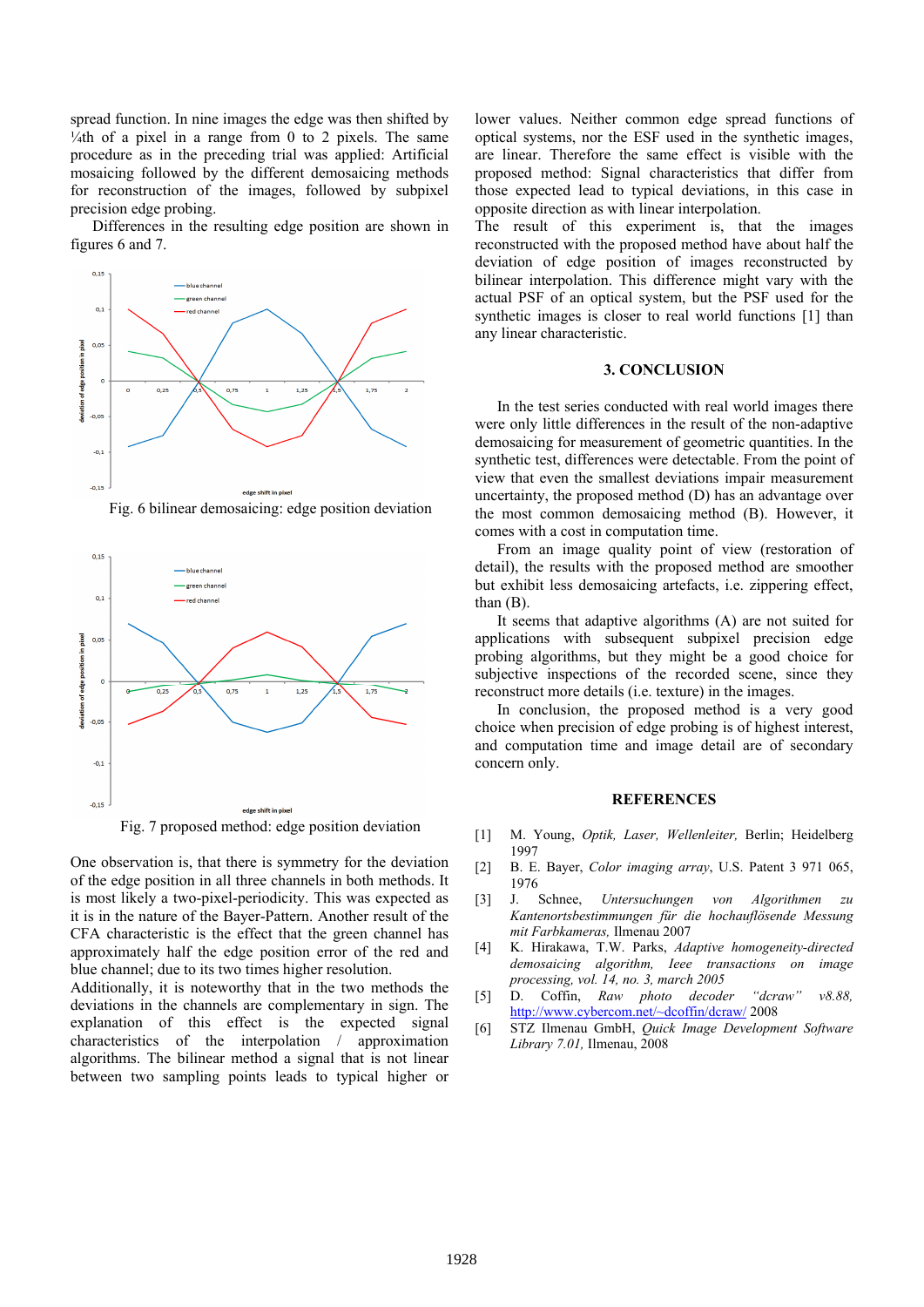spread function. In nine images the edge was then shifted by ¼th of a pixel in a range from 0 to 2 pixels. The same procedure as in the preceding trial was applied: Artificial mosaicing followed by the different demosaicing methods for reconstruction of the images, followed by subpixel precision edge probing.

Differences in the resulting edge position are shown in figures 6 and 7.

0,15
0,1
0,05
0
-0,05
-0,1
-0,15
deviation of edge position in pixel
0 0,25 0,5 0,75 1 1,25 1,5 1,75 2
edge shift in pixel
blue channel
green channel
red channel

Fig. 6 bilinear demosaicing: edge position deviation

0,15
0,1
0,05
0
-0,05
-0,1
-0,15
deviation of edge position in pixel
0 0,25 0,5 0,75 1 1,25 1,5 1,75 2
edge shift in pixel
blue channel
green channel
red channel

Fig. 7 proposed method: edge position deviation

One observation is, that there is symmetry for the deviation of the edge position in all three channels in both methods. It is most likely a two-pixel-periodicity. This was expected as it is in the nature of the Bayer-Pattern. Another result of the CFA characteristic is the effect that the green channel has approximately half the edge position error of the red and blue channel; due to its two times higher resolution.

Additionally, it is noteworthy that in the two methods the deviations in the channels are complementary in sign. The explanation of this effect is the expected signal characteristics of the interpolation / approximation algorithms. The bilinear method a signal that is not linear between two sampling points leads to typical higher or lower values. Neither common edge spread functions of optical systems, nor the ESF used in the synthetic images, are linear. Therefore the same effect is visible with the proposed method: Signal characteristics that differ from those expected lead to typical deviations, in this case in opposite direction as with linear interpolation.

The result of this experiment is, that the images reconstructed with the proposed method have about half the deviation of edge position of images reconstructed by bilinear interpolation. This difference might vary with the actual PSF of an optical system, but the PSF used for the synthetic images is closer to real world functions [1] than any linear characteristic.

## 3. CONCLUSION

In the test series conducted with real world images there were only little differences in the result of the non-adaptive demosaicing for measurement of geometric quantities. In the synthetic test, differences were detectable. From the point of view that even the smallest deviations impair measurement uncertainty, the proposed method (D) has an advantage over the most common demosaicing method (B). However, it comes with a cost in computation time.

From an image quality point of view (restoration of detail), the results with the proposed method are smoother but exhibit less demosaicing artefacts, i.e. zippering effect, than (B).

It seems that adaptive algorithms (A) are not suited for applications with subsequent subpixel precision edge probing algorithms, but they might be a good choice for subjective inspections of the recorded scene, since they reconstruct more details (i.e. texture) in the images.

In conclusion, the proposed method is a very good choice when precision of edge probing is of highest interest, and computation time and image detail are of secondary concern only.

## REFERENCES

[1] M. Young, *Optik, Laser, Wellenleiter,* Berlin; Heidelberg 1997

[2] B. E. Bayer, *Color imaging array*, U.S. Patent 3 971 065, 1976

[3] J. Schnee, *Untersuchungen von Algorithmen zu Kantenortsbestimmungen für die hochauflösende Messung mit Farbkameras,* Ilmenau 2007

[4] K. Hirakawa, T.W. Parks, *Adaptive homogeneity-directed demosaicing algorithm, Ieee transactions on image processing, vol. 14, no. 3, march 2005*

[5] D. Coffin, *Raw photo decoder "dcraw" v8.88,* http://www.cybercom.net/~dcoffin/dcraw/ 2008

[6] STZ Ilmenau GmbH, *Quick Image Development Software Library 7.01,* Ilmenau, 2008